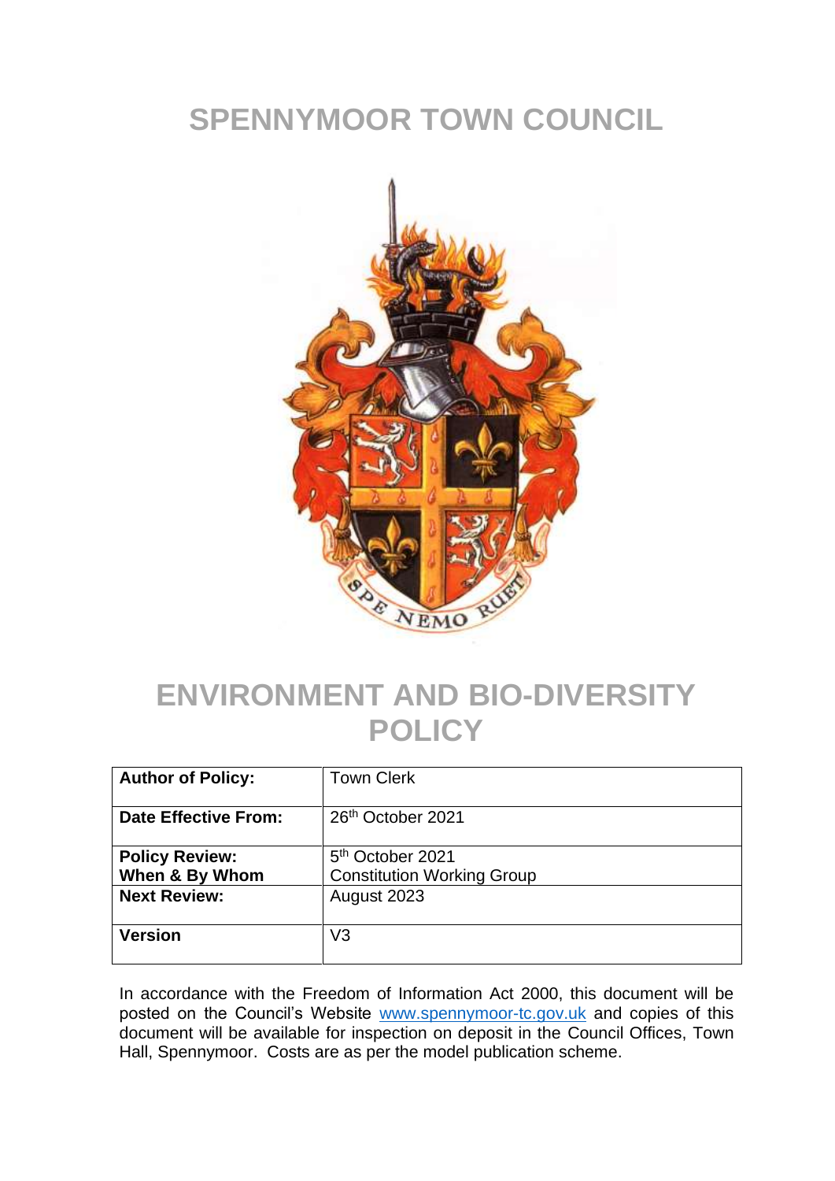# SPENNYMOOR TOWN COUNCIL

# ENVIRONMENT AND BIO-DIVERSITY POLICY

| **Author of Policy:** | Town Clerk |
|---|---|
| **Date Effective From:** | 26th October 2021 |
| **Policy Review: When & By Whom** | 5th October 2021 Constitution Working Group |
| **Next Review:** | August 2023 |
| **Version** | V3 |

In accordance with the Freedom of Information Act 2000, this document will be posted on the Council's Website www.spennymoor-tc.gov.uk and copies of this document will be available for inspection on deposit in the Council Offices, Town Hall, Spennymoor. Costs are as per the model publication scheme.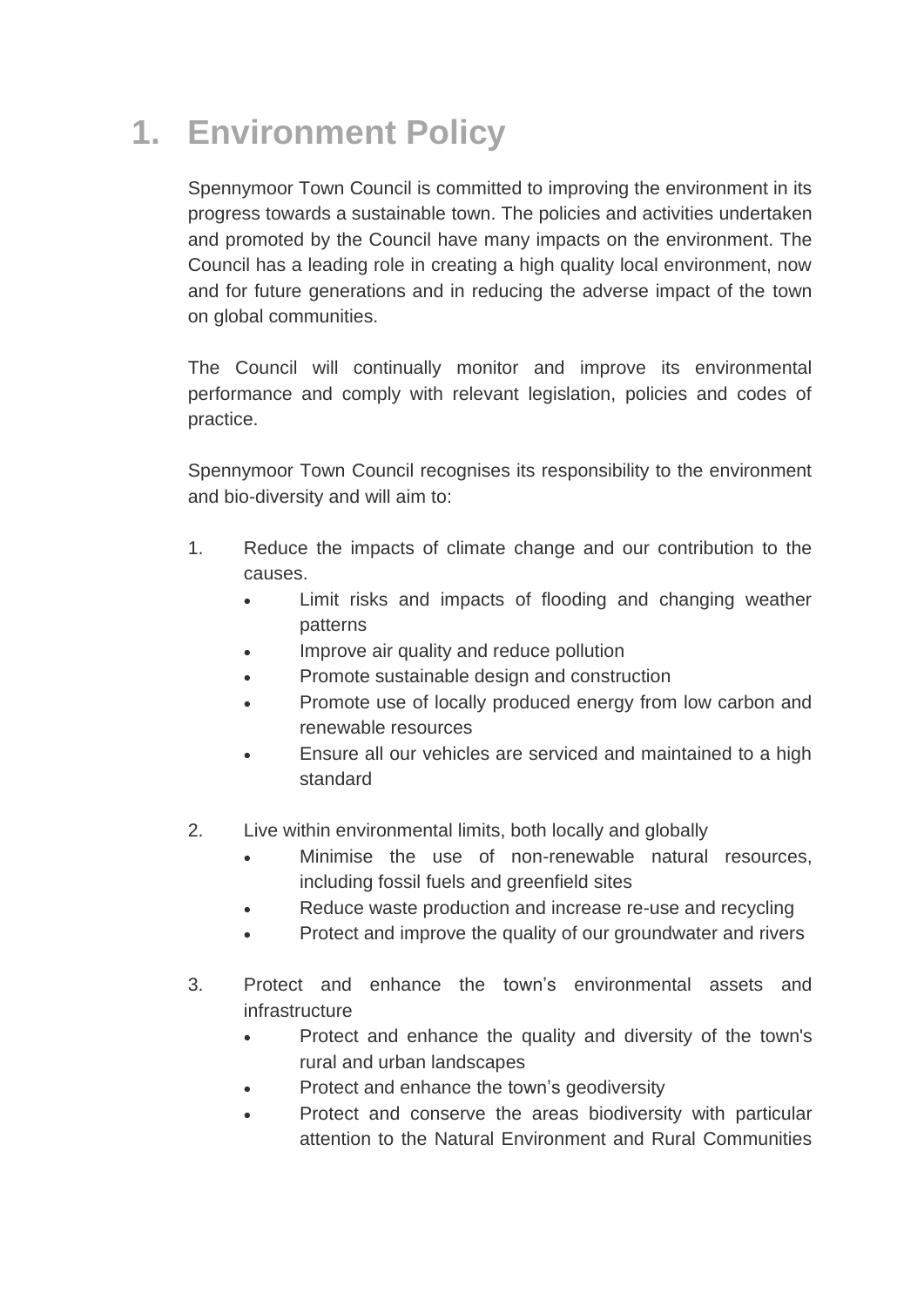# 1. Environment Policy

Spennymoor Town Council is committed to improving the environment in its progress towards a sustainable town. The policies and activities undertaken and promoted by the Council have many impacts on the environment. The Council has a leading role in creating a high quality local environment, now and for future generations and in reducing the adverse impact of the town on global communities.

The Council will continually monitor and improve its environmental performance and comply with relevant legislation, policies and codes of practice.

Spennymoor Town Council recognises its responsibility to the environment and bio-diversity and will aim to:

1. Reduce the impacts of climate change and our contribution to the causes.
   - Limit risks and impacts of flooding and changing weather patterns
   - Improve air quality and reduce pollution
   - Promote sustainable design and construction
   - Promote use of locally produced energy from low carbon and renewable resources
   - Ensure all our vehicles are serviced and maintained to a high standard

2. Live within environmental limits, both locally and globally
   - Minimise the use of non-renewable natural resources, including fossil fuels and greenfield sites
   - Reduce waste production and increase re-use and recycling
   - Protect and improve the quality of our groundwater and rivers

3. Protect and enhance the town's environmental assets and infrastructure
   - Protect and enhance the quality and diversity of the town's rural and urban landscapes
   - Protect and enhance the town's geodiversity
   - Protect and conserve the areas biodiversity with particular attention to the Natural Environment and Rural Communities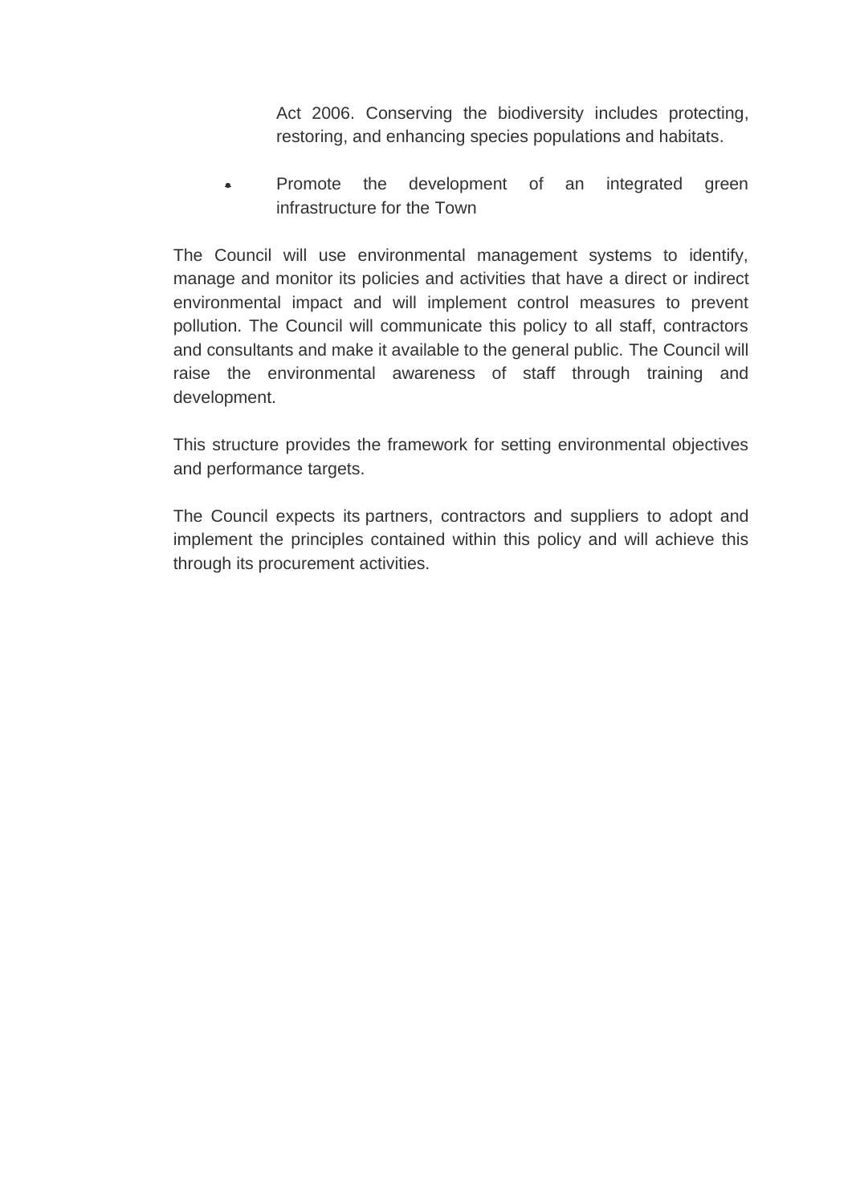Act 2006. Conserving the biodiversity includes protecting, restoring, and enhancing species populations and habitats.

- Promote the development of an integrated green infrastructure for the Town

The Council will use environmental management systems to identify, manage and monitor its policies and activities that have a direct or indirect environmental impact and will implement control measures to prevent pollution. The Council will communicate this policy to all staff, contractors and consultants and make it available to the general public. The Council will raise the environmental awareness of staff through training and development.

This structure provides the framework for setting environmental objectives and performance targets.

The Council expects its partners, contractors and suppliers to adopt and implement the principles contained within this policy and will achieve this through its procurement activities.